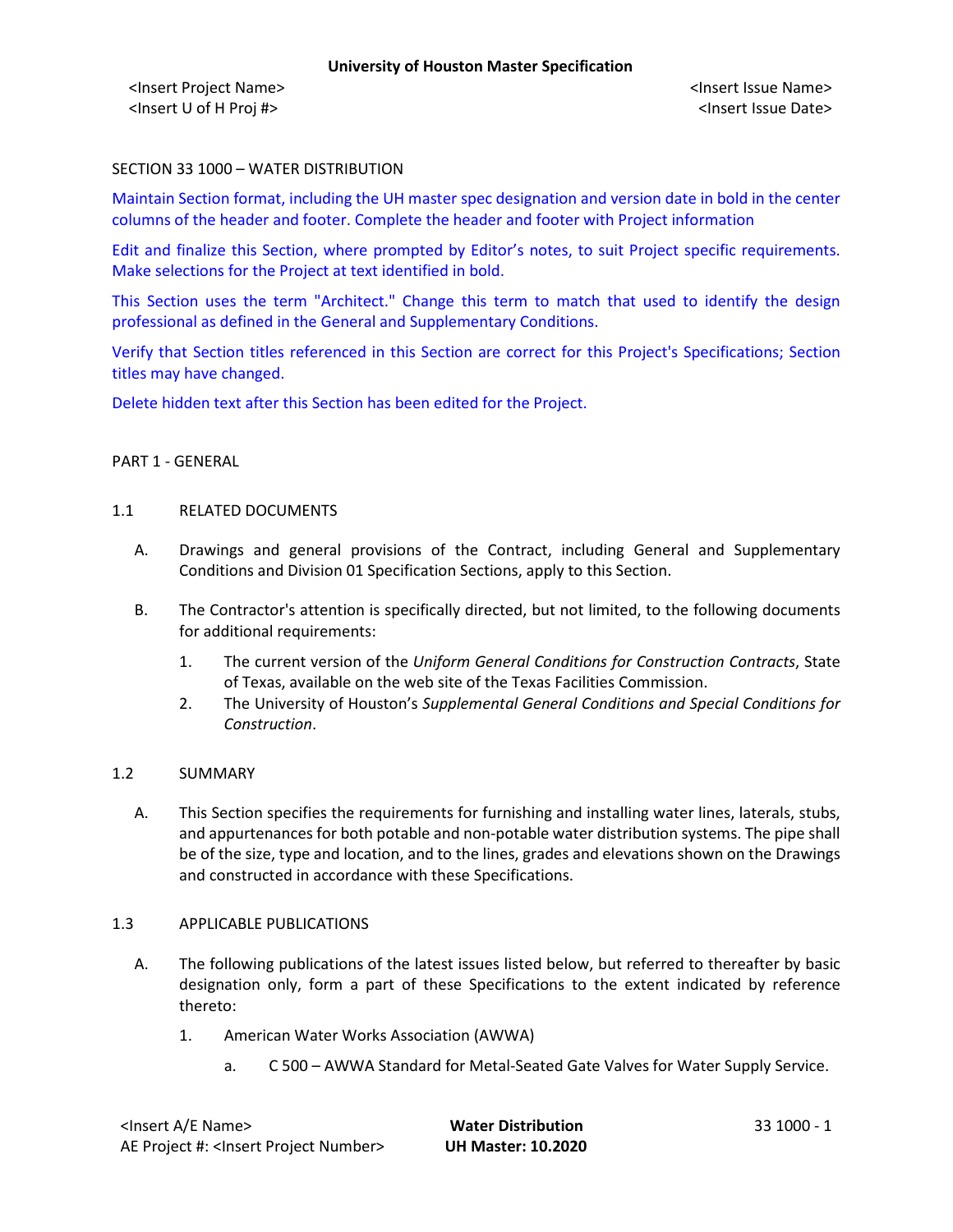SECTION 33 1000 – WATER DISTRIBUTION

Maintain Section format, including the UH master spec designation and version date in bold in the center columns of the header and footer. Complete the header and footer with Project information

Edit and finalize this Section, where prompted by Editor's notes, to suit Project specific requirements. Make selections for the Project at text identified in bold.

This Section uses the term "Architect." Change this term to match that used to identify the design professional as defined in the General and Supplementary Conditions.

Verify that Section titles referenced in this Section are correct for this Project's Specifications; Section titles may have changed.

Delete hidden text after this Section has been edited for the Project.

## PART 1 - GENERAL

### 1.1 RELATED DOCUMENTS

A. Drawings and general provisions of the Contract, including General and Supplementary Conditions and Division 01 Specification Sections, apply to this Section.

B. The Contractor's attention is specifically directed, but not limited, to the following documents for additional requirements:

1. The current version of the *Uniform General Conditions for Construction Contracts*, State of Texas, available on the web site of the Texas Facilities Commission.
2. The University of Houston's *Supplemental General Conditions and Special Conditions for Construction*.

### 1.2 SUMMARY

A. This Section specifies the requirements for furnishing and installing water lines, laterals, stubs, and appurtenances for both potable and non-potable water distribution systems. The pipe shall be of the size, type and location, and to the lines, grades and elevations shown on the Drawings and constructed in accordance with these Specifications.

### 1.3 APPLICABLE PUBLICATIONS

A. The following publications of the latest issues listed below, but referred to thereafter by basic designation only, form a part of these Specifications to the extent indicated by reference thereto:

1. American Water Works Association (AWWA)
   a. C 500 – AWWA Standard for Metal-Seated Gate Valves for Water Supply Service.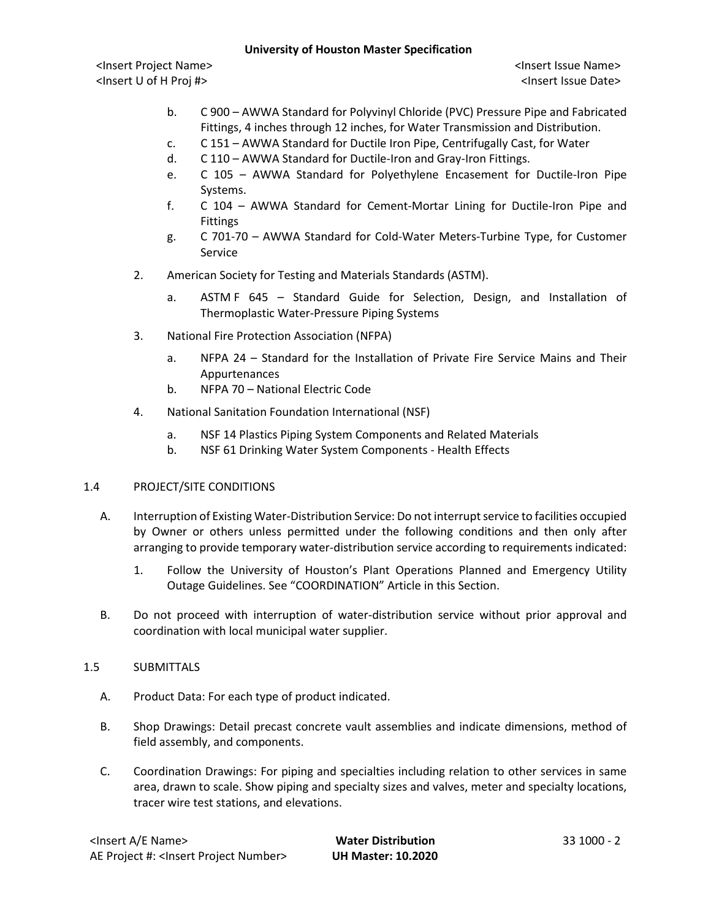b. C 900 – AWWA Standard for Polyvinyl Chloride (PVC) Pressure Pipe and Fabricated Fittings, 4 inches through 12 inches, for Water Transmission and Distribution.
c. C 151 – AWWA Standard for Ductile Iron Pipe, Centrifugally Cast, for Water
d. C 110 – AWWA Standard for Ductile-Iron and Gray-Iron Fittings.
e. C 105 – AWWA Standard for Polyethylene Encasement for Ductile-Iron Pipe Systems.
f. C 104 – AWWA Standard for Cement-Mortar Lining for Ductile-Iron Pipe and Fittings
g. C 701-70 – AWWA Standard for Cold-Water Meters-Turbine Type, for Customer Service

2. American Society for Testing and Materials Standards (ASTM).
   a. ASTM F 645 – Standard Guide for Selection, Design, and Installation of Thermoplastic Water-Pressure Piping Systems

3. National Fire Protection Association (NFPA)
   a. NFPA 24 – Standard for the Installation of Private Fire Service Mains and Their Appurtenances
   b. NFPA 70 – National Electric Code

4. National Sanitation Foundation International (NSF)
   a. NSF 14 Plastics Piping System Components and Related Materials
   b. NSF 61 Drinking Water System Components - Health Effects

## 1.4 PROJECT/SITE CONDITIONS

A. Interruption of Existing Water-Distribution Service: Do not interrupt service to facilities occupied by Owner or others unless permitted under the following conditions and then only after arranging to provide temporary water-distribution service according to requirements indicated:

   1. Follow the University of Houston's Plant Operations Planned and Emergency Utility Outage Guidelines. See "COORDINATION" Article in this Section.

B. Do not proceed with interruption of water-distribution service without prior approval and coordination with local municipal water supplier.

## 1.5 SUBMITTALS

A. Product Data: For each type of product indicated.

B. Shop Drawings: Detail precast concrete vault assemblies and indicate dimensions, method of field assembly, and components.

C. Coordination Drawings: For piping and specialties including relation to other services in same area, drawn to scale. Show piping and specialty sizes and valves, meter and specialty locations, tracer wire test stations, and elevations.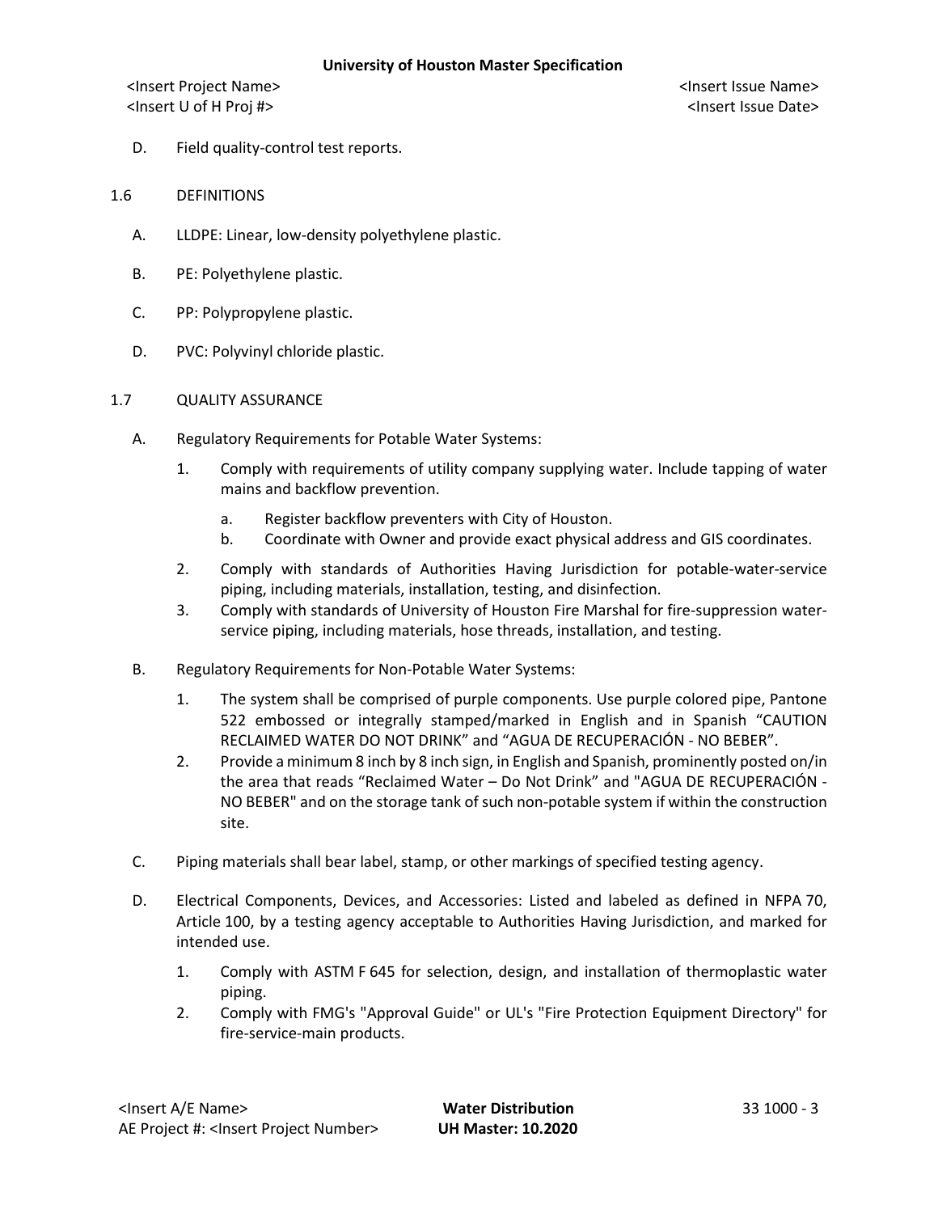D. Field quality-control test reports.

## 1.6 DEFINITIONS

A. LLDPE: Linear, low-density polyethylene plastic.

B. PE: Polyethylene plastic.

C. PP: Polypropylene plastic.

D. PVC: Polyvinyl chloride plastic.

## 1.7 QUALITY ASSURANCE

A. Regulatory Requirements for Potable Water Systems:

1. Comply with requirements of utility company supplying water. Include tapping of water mains and backflow prevention.
   a. Register backflow preventers with City of Houston.
   b. Coordinate with Owner and provide exact physical address and GIS coordinates.
2. Comply with standards of Authorities Having Jurisdiction for potable-water-service piping, including materials, installation, testing, and disinfection.
3. Comply with standards of University of Houston Fire Marshal for fire-suppression water-service piping, including materials, hose threads, installation, and testing.

B. Regulatory Requirements for Non-Potable Water Systems:

1. The system shall be comprised of purple components. Use purple colored pipe, Pantone 522 embossed or integrally stamped/marked in English and in Spanish "CAUTION RECLAIMED WATER DO NOT DRINK" and "AGUA DE RECUPERACIÓN - NO BEBER".
2. Provide a minimum 8 inch by 8 inch sign, in English and Spanish, prominently posted on/in the area that reads "Reclaimed Water – Do Not Drink" and "AGUA DE RECUPERACIÓN - NO BEBER" and on the storage tank of such non-potable system if within the construction site.

C. Piping materials shall bear label, stamp, or other markings of specified testing agency.

D. Electrical Components, Devices, and Accessories: Listed and labeled as defined in NFPA 70, Article 100, by a testing agency acceptable to Authorities Having Jurisdiction, and marked for intended use.

1. Comply with ASTM F 645 for selection, design, and installation of thermoplastic water piping.
2. Comply with FMG's "Approval Guide" or UL's "Fire Protection Equipment Directory" for fire-service-main products.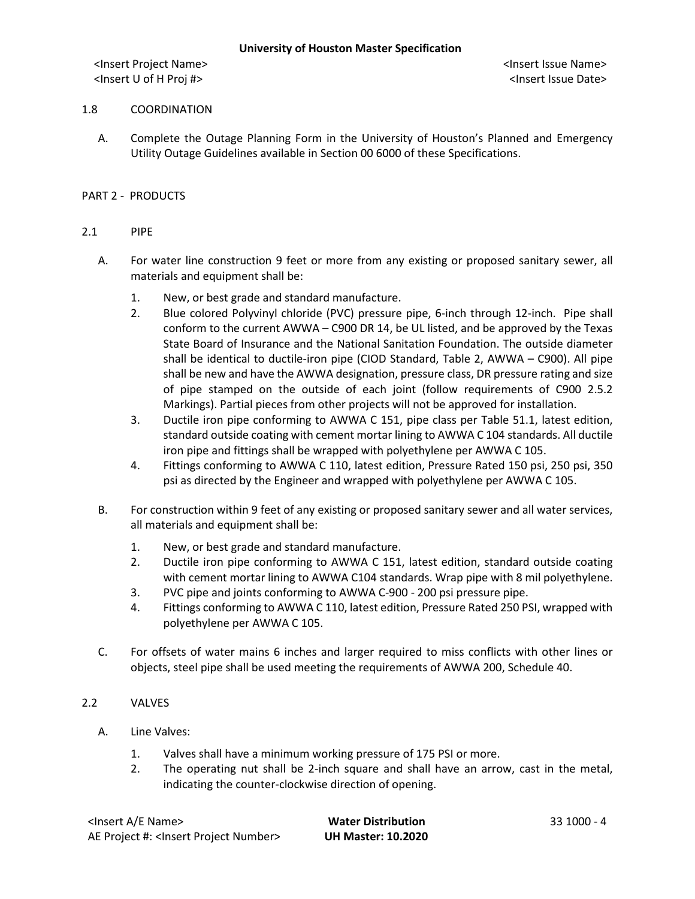1.8 COORDINATION

A. Complete the Outage Planning Form in the University of Houston's Planned and Emergency Utility Outage Guidelines available in Section 00 6000 of these Specifications.

PART 2 - PRODUCTS

2.1 PIPE

A. For water line construction 9 feet or more from any existing or proposed sanitary sewer, all materials and equipment shall be:

1. New, or best grade and standard manufacture.
2. Blue colored Polyvinyl chloride (PVC) pressure pipe, 6-inch through 12-inch. Pipe shall conform to the current AWWA – C900 DR 14, be UL listed, and be approved by the Texas State Board of Insurance and the National Sanitation Foundation. The outside diameter shall be identical to ductile-iron pipe (CIOD Standard, Table 2, AWWA – C900). All pipe shall be new and have the AWWA designation, pressure class, DR pressure rating and size of pipe stamped on the outside of each joint (follow requirements of C900 2.5.2 Markings). Partial pieces from other projects will not be approved for installation.
3. Ductile iron pipe conforming to AWWA C 151, pipe class per Table 51.1, latest edition, standard outside coating with cement mortar lining to AWWA C 104 standards. All ductile iron pipe and fittings shall be wrapped with polyethylene per AWWA C 105.
4. Fittings conforming to AWWA C 110, latest edition, Pressure Rated 150 psi, 250 psi, 350 psi as directed by the Engineer and wrapped with polyethylene per AWWA C 105.

B. For construction within 9 feet of any existing or proposed sanitary sewer and all water services, all materials and equipment shall be:

1. New, or best grade and standard manufacture.
2. Ductile iron pipe conforming to AWWA C 151, latest edition, standard outside coating with cement mortar lining to AWWA C104 standards. Wrap pipe with 8 mil polyethylene.
3. PVC pipe and joints conforming to AWWA C-900 - 200 psi pressure pipe.
4. Fittings conforming to AWWA C 110, latest edition, Pressure Rated 250 PSI, wrapped with polyethylene per AWWA C 105.

C. For offsets of water mains 6 inches and larger required to miss conflicts with other lines or objects, steel pipe shall be used meeting the requirements of AWWA 200, Schedule 40.

2.2 VALVES

A. Line Valves:

1. Valves shall have a minimum working pressure of 175 PSI or more.
2. The operating nut shall be 2-inch square and shall have an arrow, cast in the metal, indicating the counter-clockwise direction of opening.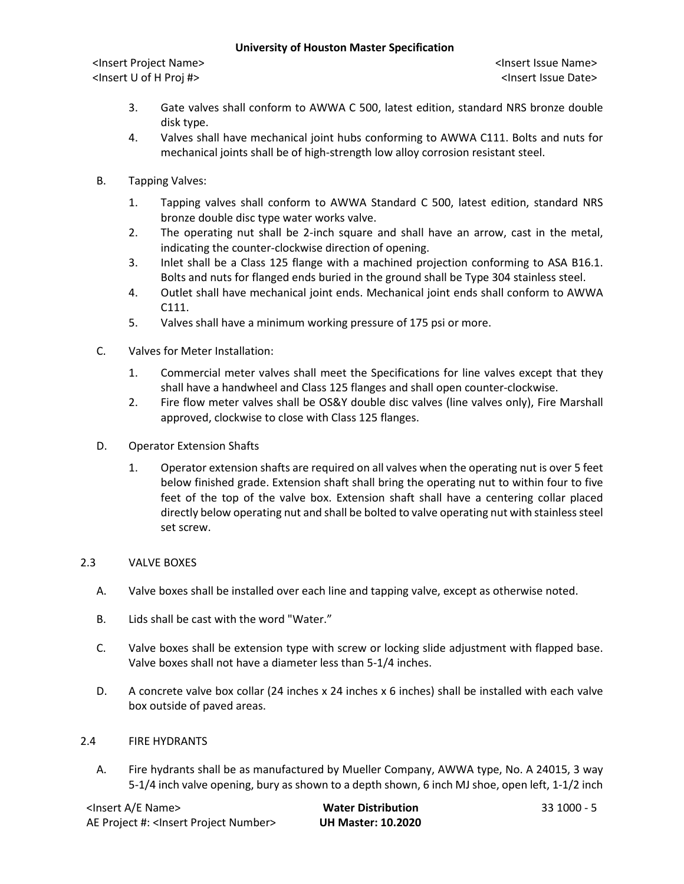3. Gate valves shall conform to AWWA C 500, latest edition, standard NRS bronze double disk type.
4. Valves shall have mechanical joint hubs conforming to AWWA C111. Bolts and nuts for mechanical joints shall be of high-strength low alloy corrosion resistant steel.

B. Tapping Valves:

1. Tapping valves shall conform to AWWA Standard C 500, latest edition, standard NRS bronze double disc type water works valve.
2. The operating nut shall be 2-inch square and shall have an arrow, cast in the metal, indicating the counter-clockwise direction of opening.
3. Inlet shall be a Class 125 flange with a machined projection conforming to ASA B16.1. Bolts and nuts for flanged ends buried in the ground shall be Type 304 stainless steel.
4. Outlet shall have mechanical joint ends. Mechanical joint ends shall conform to AWWA C111.
5. Valves shall have a minimum working pressure of 175 psi or more.

C. Valves for Meter Installation:

1. Commercial meter valves shall meet the Specifications for line valves except that they shall have a handwheel and Class 125 flanges and shall open counter-clockwise.
2. Fire flow meter valves shall be OS&Y double disc valves (line valves only), Fire Marshall approved, clockwise to close with Class 125 flanges.

D. Operator Extension Shafts

1. Operator extension shafts are required on all valves when the operating nut is over 5 feet below finished grade. Extension shaft shall bring the operating nut to within four to five feet of the top of the valve box. Extension shaft shall have a centering collar placed directly below operating nut and shall be bolted to valve operating nut with stainless steel set screw.

## 2.3 VALVE BOXES

A. Valve boxes shall be installed over each line and tapping valve, except as otherwise noted.

B. Lids shall be cast with the word "Water."

C. Valve boxes shall be extension type with screw or locking slide adjustment with flapped base. Valve boxes shall not have a diameter less than 5-1/4 inches.

D. A concrete valve box collar (24 inches x 24 inches x 6 inches) shall be installed with each valve box outside of paved areas.

## 2.4 FIRE HYDRANTS

A. Fire hydrants shall be as manufactured by Mueller Company, AWWA type, No. A 24015, 3 way 5-1/4 inch valve opening, bury as shown to a depth shown, 6 inch MJ shoe, open left, 1-1/2 inch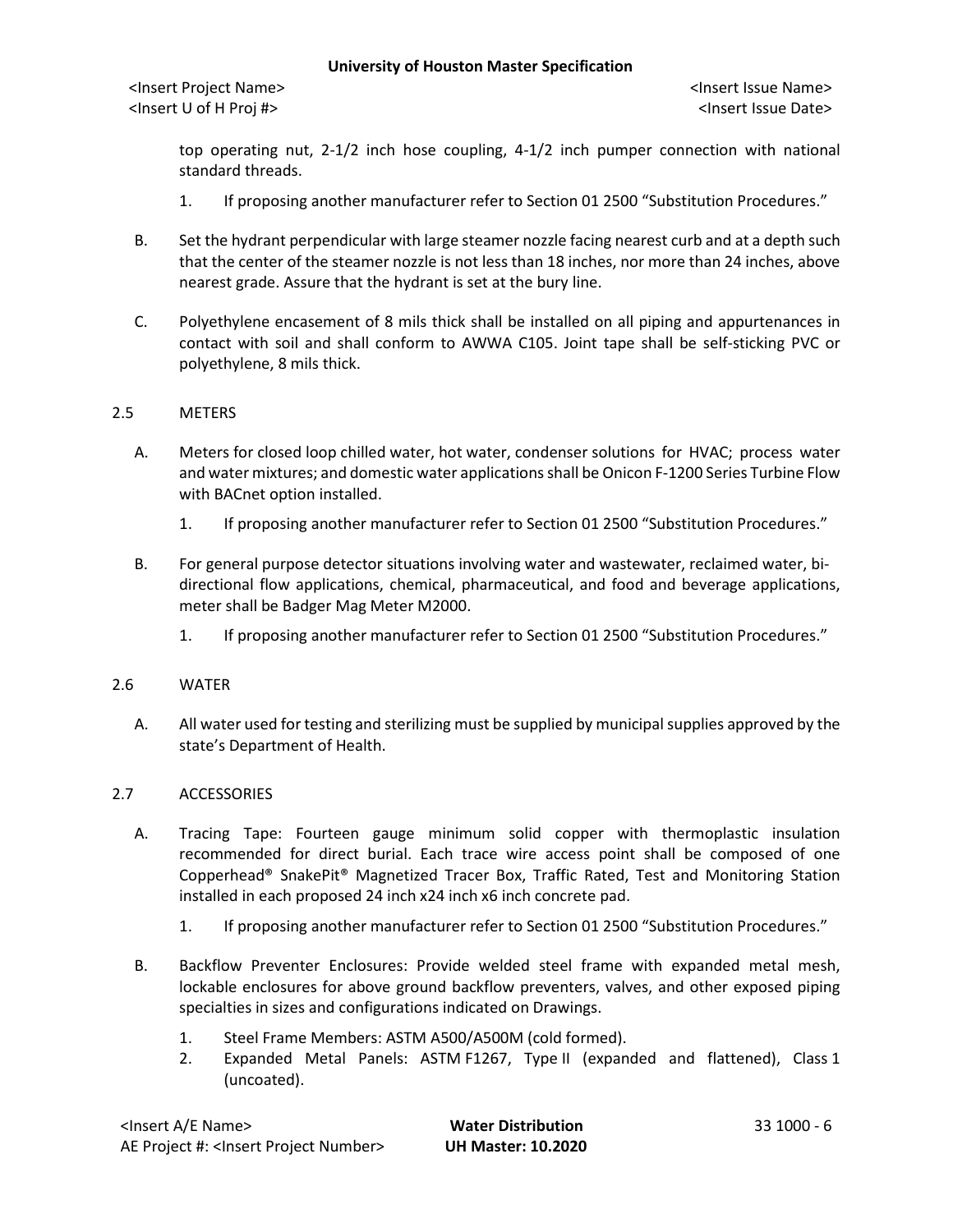top operating nut, 2-1/2 inch hose coupling, 4-1/2 inch pumper connection with national standard threads.

1. If proposing another manufacturer refer to Section 01 2500 "Substitution Procedures."

B. Set the hydrant perpendicular with large steamer nozzle facing nearest curb and at a depth such that the center of the steamer nozzle is not less than 18 inches, nor more than 24 inches, above nearest grade. Assure that the hydrant is set at the bury line.

C. Polyethylene encasement of 8 mils thick shall be installed on all piping and appurtenances in contact with soil and shall conform to AWWA C105. Joint tape shall be self-sticking PVC or polyethylene, 8 mils thick.

## 2.5 METERS

A. Meters for closed loop chilled water, hot water, condenser solutions for HVAC; process water and water mixtures; and domestic water applications shall be Onicon F-1200 Series Turbine Flow with BACnet option installed.

1. If proposing another manufacturer refer to Section 01 2500 "Substitution Procedures."

B. For general purpose detector situations involving water and wastewater, reclaimed water, bi-directional flow applications, chemical, pharmaceutical, and food and beverage applications, meter shall be Badger Mag Meter M2000.

1. If proposing another manufacturer refer to Section 01 2500 "Substitution Procedures."

## 2.6 WATER

A. All water used for testing and sterilizing must be supplied by municipal supplies approved by the state's Department of Health.

## 2.7 ACCESSORIES

A. Tracing Tape: Fourteen gauge minimum solid copper with thermoplastic insulation recommended for direct burial. Each trace wire access point shall be composed of one Copperhead® SnakePit® Magnetized Tracer Box, Traffic Rated, Test and Monitoring Station installed in each proposed 24 inch x24 inch x6 inch concrete pad.

1. If proposing another manufacturer refer to Section 01 2500 "Substitution Procedures."

B. Backflow Preventer Enclosures: Provide welded steel frame with expanded metal mesh, lockable enclosures for above ground backflow preventers, valves, and other exposed piping specialties in sizes and configurations indicated on Drawings.

1. Steel Frame Members: ASTM A500/A500M (cold formed).
2. Expanded Metal Panels: ASTM F1267, Type II (expanded and flattened), Class 1 (uncoated).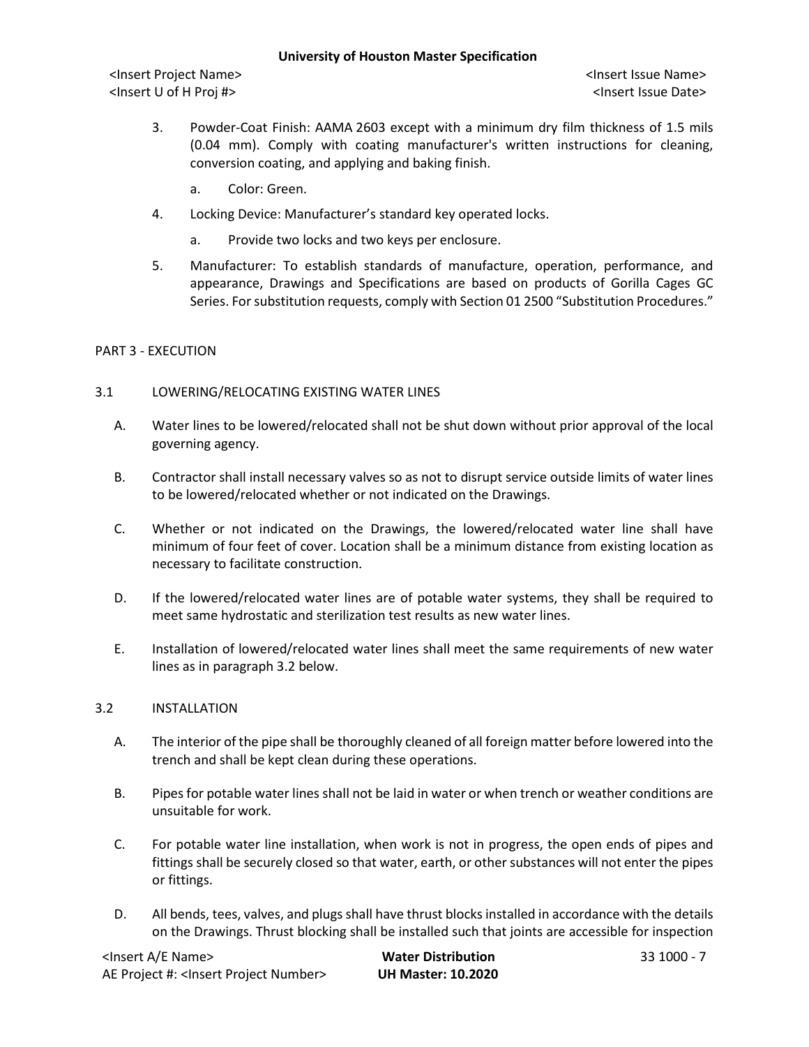3. Powder-Coat Finish: AAMA 2603 except with a minimum dry film thickness of 1.5 mils (0.04 mm). Comply with coating manufacturer's written instructions for cleaning, conversion coating, and applying and baking finish.

    a. Color: Green.

4. Locking Device: Manufacturer's standard key operated locks.

    a. Provide two locks and two keys per enclosure.

5. Manufacturer: To establish standards of manufacture, operation, performance, and appearance, Drawings and Specifications are based on products of Gorilla Cages GC Series. For substitution requests, comply with Section 01 2500 "Substitution Procedures."

## PART 3 - EXECUTION

### 3.1 LOWERING/RELOCATING EXISTING WATER LINES

A. Water lines to be lowered/relocated shall not be shut down without prior approval of the local governing agency.

B. Contractor shall install necessary valves so as not to disrupt service outside limits of water lines to be lowered/relocated whether or not indicated on the Drawings.

C. Whether or not indicated on the Drawings, the lowered/relocated water line shall have minimum of four feet of cover. Location shall be a minimum distance from existing location as necessary to facilitate construction.

D. If the lowered/relocated water lines are of potable water systems, they shall be required to meet same hydrostatic and sterilization test results as new water lines.

E. Installation of lowered/relocated water lines shall meet the same requirements of new water lines as in paragraph 3.2 below.

### 3.2 INSTALLATION

A. The interior of the pipe shall be thoroughly cleaned of all foreign matter before lowered into the trench and shall be kept clean during these operations.

B. Pipes for potable water lines shall not be laid in water or when trench or weather conditions are unsuitable for work.

C. For potable water line installation, when work is not in progress, the open ends of pipes and fittings shall be securely closed so that water, earth, or other substances will not enter the pipes or fittings.

D. All bends, tees, valves, and plugs shall have thrust blocks installed in accordance with the details on the Drawings. Thrust blocking shall be installed such that joints are accessible for inspection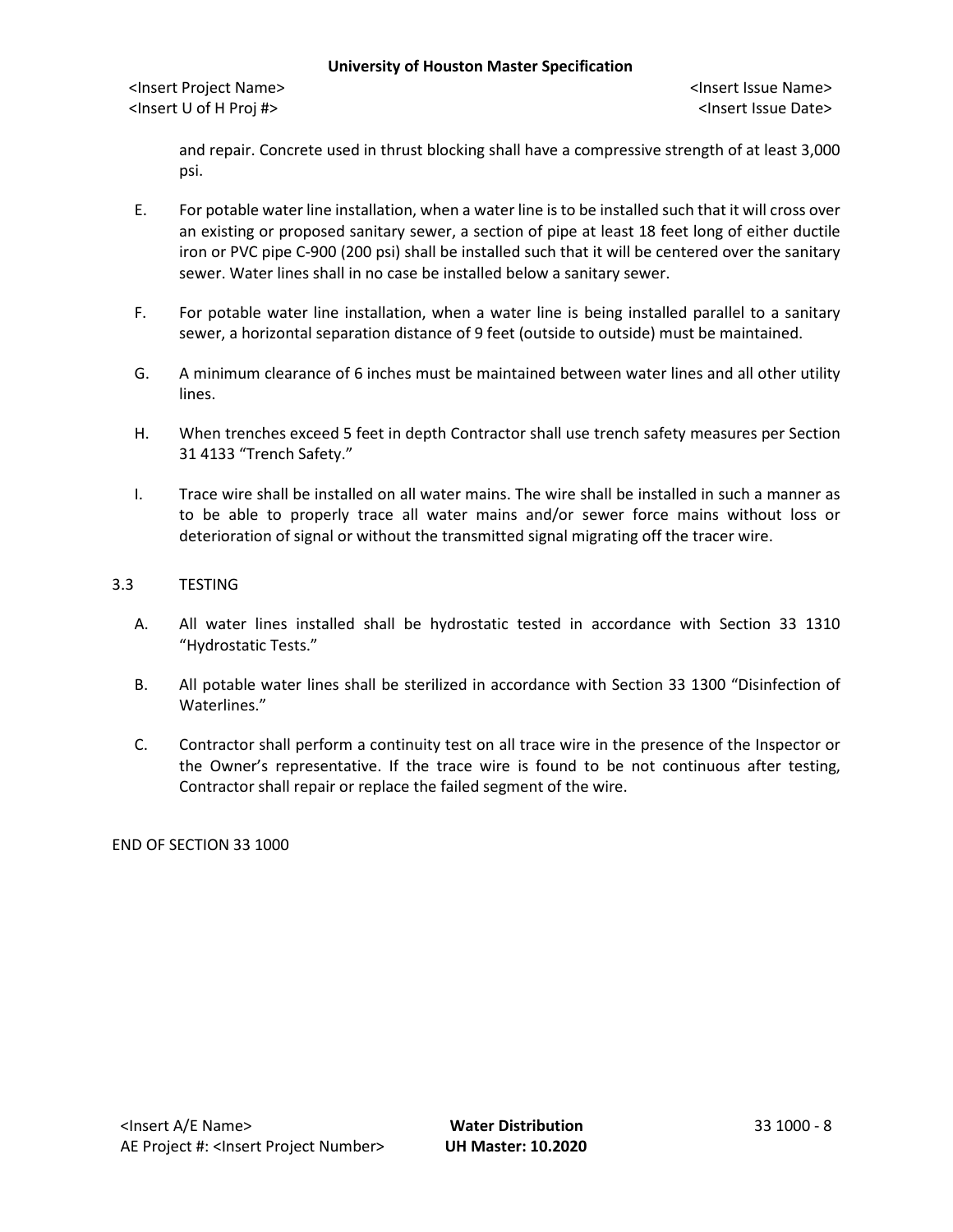and repair. Concrete used in thrust blocking shall have a compressive strength of at least 3,000 psi.

E. For potable water line installation, when a water line is to be installed such that it will cross over an existing or proposed sanitary sewer, a section of pipe at least 18 feet long of either ductile iron or PVC pipe C-900 (200 psi) shall be installed such that it will be centered over the sanitary sewer. Water lines shall in no case be installed below a sanitary sewer.

F. For potable water line installation, when a water line is being installed parallel to a sanitary sewer, a horizontal separation distance of 9 feet (outside to outside) must be maintained.

G. A minimum clearance of 6 inches must be maintained between water lines and all other utility lines.

H. When trenches exceed 5 feet in depth Contractor shall use trench safety measures per Section 31 4133 “Trench Safety.”

I. Trace wire shall be installed on all water mains. The wire shall be installed in such a manner as to be able to properly trace all water mains and/or sewer force mains without loss or deterioration of signal or without the transmitted signal migrating off the tracer wire.

## 3.3 TESTING

A. All water lines installed shall be hydrostatic tested in accordance with Section 33 1310 “Hydrostatic Tests.”

B. All potable water lines shall be sterilized in accordance with Section 33 1300 “Disinfection of Waterlines.”

C. Contractor shall perform a continuity test on all trace wire in the presence of the Inspector or the Owner’s representative. If the trace wire is found to be not continuous after testing, Contractor shall repair or replace the failed segment of the wire.

END OF SECTION 33 1000